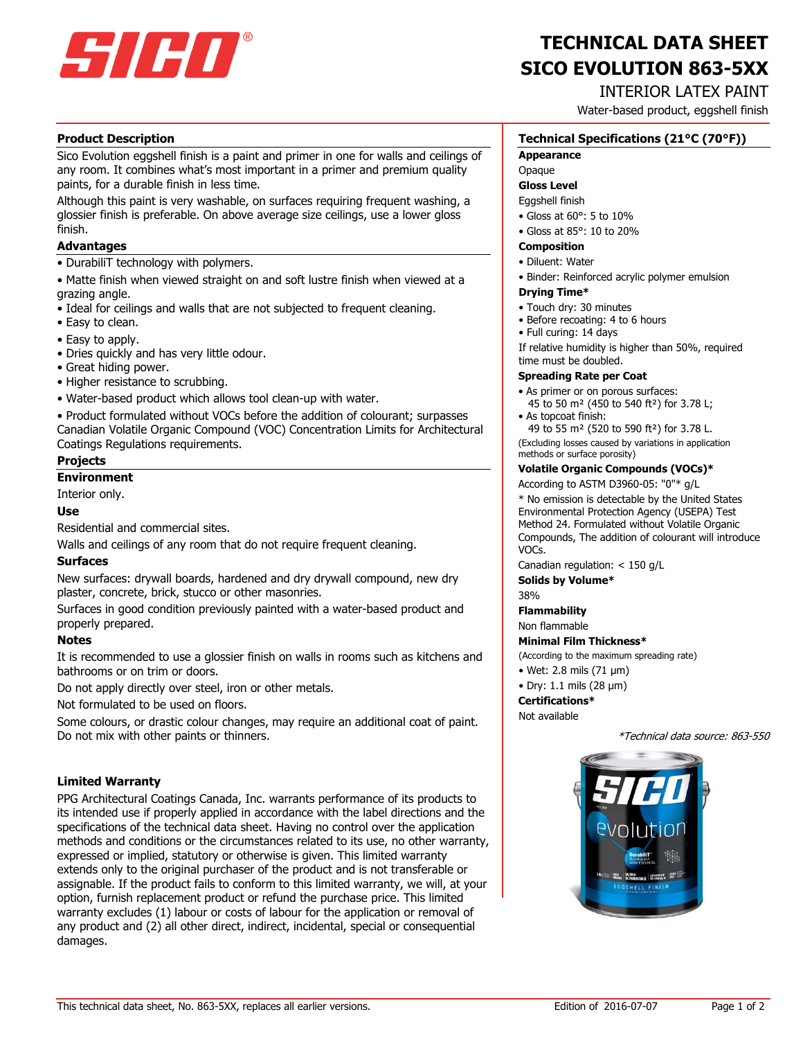# TECHNICAL DATA SHEET
# SICO EVOLUTION 863-5XX

## INTERIOR LATEX PAINT

Water-based product, eggshell finish

## Product Description

Sico Evolution eggshell finish is a paint and primer in one for walls and ceilings of any room. It combines what's most important in a primer and premium quality paints, for a durable finish in less time.

Although this paint is very washable, on surfaces requiring frequent washing, a glossier finish is preferable. On above average size ceilings, use a lower gloss finish.

## Advantages

- DurabiliT technology with polymers.
- Matte finish when viewed straight on and soft lustre finish when viewed at a grazing angle.
- Ideal for ceilings and walls that are not subjected to frequent cleaning.
- Easy to clean.
- Easy to apply.
- Dries quickly and has very little odour.
- Great hiding power.
- Higher resistance to scrubbing.
- Water-based product which allows tool clean-up with water.
- Product formulated without VOCs before the addition of colourant; surpasses Canadian Volatile Organic Compound (VOC) Concentration Limits for Architectural Coatings Regulations requirements.

## Projects

### Environment

Interior only.

### Use

Residential and commercial sites.

Walls and ceilings of any room that do not require frequent cleaning.

### Surfaces

New surfaces: drywall boards, hardened and dry drywall compound, new dry plaster, concrete, brick, stucco or other masonries.

Surfaces in good condition previously painted with a water-based product and properly prepared.

### Notes

It is recommended to use a glossier finish on walls in rooms such as kitchens and bathrooms or on trim or doors.

Do not apply directly over steel, iron or other metals.

Not formulated to be used on floors.

Some colours, or drastic colour changes, may require an additional coat of paint. Do not mix with other paints or thinners.

## Limited Warranty

PPG Architectural Coatings Canada, Inc. warrants performance of its products to its intended use if properly applied in accordance with the label directions and the specifications of the technical data sheet. Having no control over the application methods and conditions or the circumstances related to its use, no other warranty, expressed or implied, statutory or otherwise is given. This limited warranty extends only to the original purchaser of the product and is not transferable or assignable. If the product fails to conform to this limited warranty, we will, at your option, furnish replacement product or refund the purchase price. This limited warranty excludes (1) labour or costs of labour for the application or removal of any product and (2) all other direct, indirect, incidental, special or consequential damages.

## Technical Specifications (21°C (70°F))

**Appearance**

Opaque

**Gloss Level**

Eggshell finish

- Gloss at 60°: 5 to 10%
- Gloss at 85°: 10 to 20%

**Composition**

- Diluent: Water
- Binder: Reinforced acrylic polymer emulsion

**Drying Time***

- Touch dry: 30 minutes
- Before recoating: 4 to 6 hours
- Full curing: 14 days

If relative humidity is higher than 50%, required time must be doubled.

**Spreading Rate per Coat**

- As primer or on porous surfaces: 45 to 50 m² (450 to 540 ft²) for 3.78 L;
- As topcoat finish: 49 to 55 m² (520 to 590 ft²) for 3.78 L.

(Excluding losses caused by variations in application methods or surface porosity)

**Volatile Organic Compounds (VOCs)***

According to ASTM D3960-05: "0"* g/L

* No emission is detectable by the United States Environmental Protection Agency (USEPA) Test Method 24. Formulated without Volatile Organic Compounds, The addition of colourant will introduce VOCs.

Canadian regulation: < 150 g/L

**Solids by Volume***

38%

**Flammability**

Non flammable

**Minimal Film Thickness***

(According to the maximum spreading rate)

- Wet: 2.8 mils (71 µm)
- Dry: 1.1 mils (28 µm)

**Certifications***

Not available

*\*Technical data source: 863-550*

This technical data sheet, No. 863-5XX, replaces all earlier versions. Edition of 2016-07-07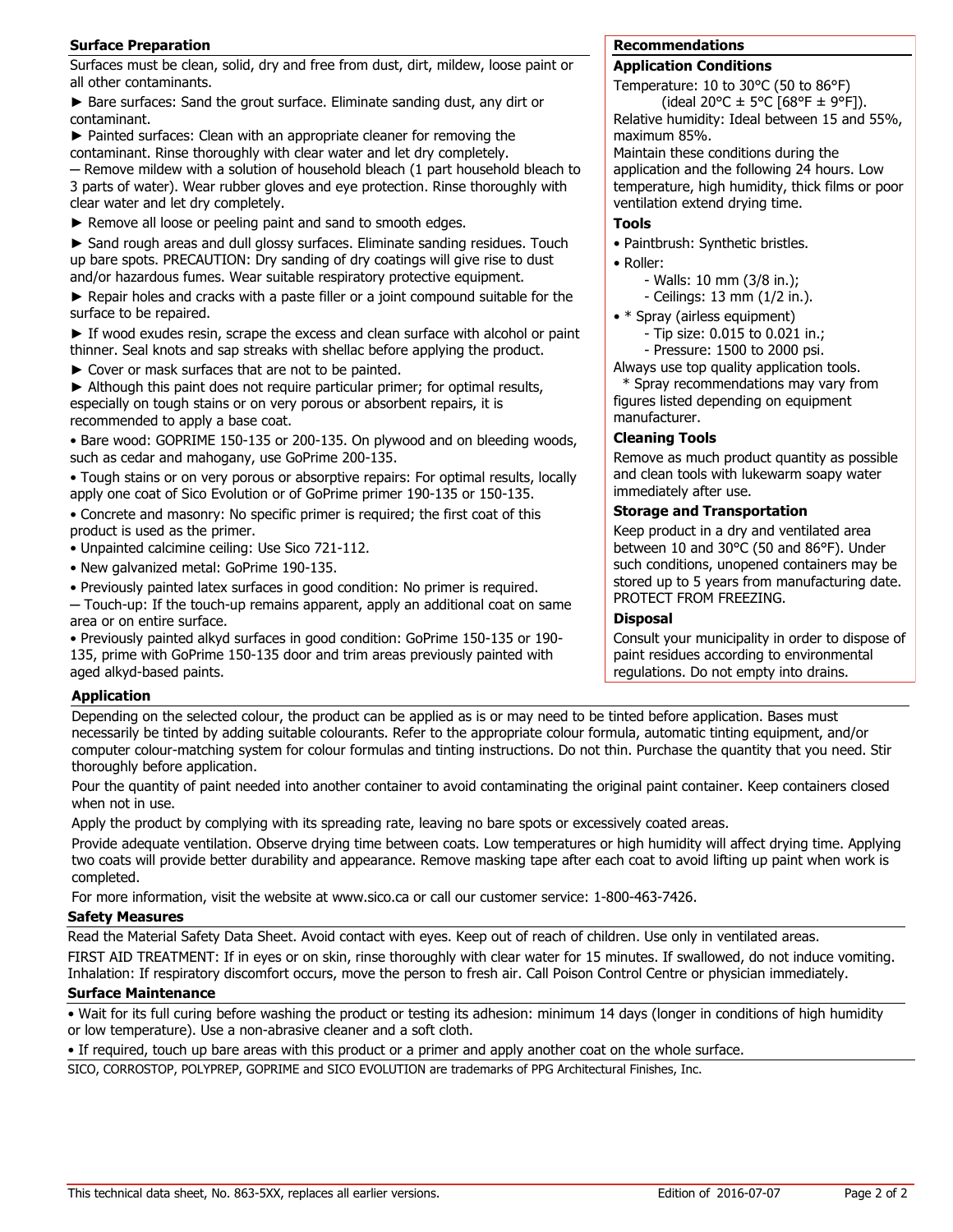## Surface Preparation

Surfaces must be clean, solid, dry and free from dust, dirt, mildew, loose paint or all other contaminants.

► Bare surfaces: Sand the grout surface. Eliminate sanding dust, any dirt or contaminant.

► Painted surfaces: Clean with an appropriate cleaner for removing the contaminant. Rinse thoroughly with clear water and let dry completely.
— Remove mildew with a solution of household bleach (1 part household bleach to 3 parts of water). Wear rubber gloves and eye protection. Rinse thoroughly with clear water and let dry completely.

► Remove all loose or peeling paint and sand to smooth edges.

► Sand rough areas and dull glossy surfaces. Eliminate sanding residues. Touch up bare spots. PRECAUTION: Dry sanding of dry coatings will give rise to dust and/or hazardous fumes. Wear suitable respiratory protective equipment.

► Repair holes and cracks with a paste filler or a joint compound suitable for the surface to be repaired.

► If wood exudes resin, scrape the excess and clean surface with alcohol or paint thinner. Seal knots and sap streaks with shellac before applying the product.

► Cover or mask surfaces that are not to be painted.

► Although this paint does not require particular primer; for optimal results, especially on tough stains or on very porous or absorbent repairs, it is recommended to apply a base coat.

- Bare wood: GOPRIME 150-135 or 200-135. On plywood and on bleeding woods, such as cedar and mahogany, use GoPrime 200-135.
- Tough stains or on very porous or absorptive repairs: For optimal results, locally apply one coat of Sico Evolution or of GoPrime primer 190-135 or 150-135.
- Concrete and masonry: No specific primer is required; the first coat of this product is used as the primer.
- Unpainted calcimine ceiling: Use Sico 721-112.
- New galvanized metal: GoPrime 190-135.
- Previously painted latex surfaces in good condition: No primer is required.
— Touch-up: If the touch-up remains apparent, apply an additional coat on same area or on entire surface.
- Previously painted alkyd surfaces in good condition: GoPrime 150-135 or 190-135, prime with GoPrime 150-135 door and trim areas previously painted with aged alkyd-based paints.

## Recommendations

### Application Conditions

Temperature: 10 to 30°C (50 to 86°F)
(ideal 20°C ± 5°C [68°F ± 9°F]).
Relative humidity: Ideal between 15 and 55%, maximum 85%.
Maintain these conditions during the application and the following 24 hours. Low temperature, high humidity, thick films or poor ventilation extend drying time.

### Tools

- Paintbrush: Synthetic bristles.
- Roller:
  - Walls: 10 mm (3/8 in.);
  - Ceilings: 13 mm (1/2 in.).
- * Spray (airless equipment)
  - Tip size: 0.015 to 0.021 in.;
  - Pressure: 1500 to 2000 psi.

Always use top quality application tools.
* Spray recommendations may vary from figures listed depending on equipment manufacturer.

### Cleaning Tools

Remove as much product quantity as possible and clean tools with lukewarm soapy water immediately after use.

### Storage and Transportation

Keep product in a dry and ventilated area between 10 and 30°C (50 and 86°F). Under such conditions, unopened containers may be stored up to 5 years from manufacturing date. PROTECT FROM FREEZING.

### Disposal

Consult your municipality in order to dispose of paint residues according to environmental regulations. Do not empty into drains.

## Application

Depending on the selected colour, the product can be applied as is or may need to be tinted before application. Bases must necessarily be tinted by adding suitable colourants. Refer to the appropriate colour formula, automatic tinting equipment, and/or computer colour-matching system for colour formulas and tinting instructions. Do not thin. Purchase the quantity that you need. Stir thoroughly before application.

Pour the quantity of paint needed into another container to avoid contaminating the original paint container. Keep containers closed when not in use.

Apply the product by complying with its spreading rate, leaving no bare spots or excessively coated areas.

Provide adequate ventilation. Observe drying time between coats. Low temperatures or high humidity will affect drying time. Applying two coats will provide better durability and appearance. Remove masking tape after each coat to avoid lifting up paint when work is completed.

For more information, visit the website at www.sico.ca or call our customer service: 1-800-463-7426.

## Safety Measures

Read the Material Safety Data Sheet. Avoid contact with eyes. Keep out of reach of children. Use only in ventilated areas.

FIRST AID TREATMENT: If in eyes or on skin, rinse thoroughly with clear water for 15 minutes. If swallowed, do not induce vomiting. Inhalation: If respiratory discomfort occurs, move the person to fresh air. Call Poison Control Centre or physician immediately.

## Surface Maintenance

- Wait for its full curing before washing the product or testing its adhesion: minimum 14 days (longer in conditions of high humidity or low temperature). Use a non-abrasive cleaner and a soft cloth.
- If required, touch up bare areas with this product or a primer and apply another coat on the whole surface.

SICO, CORROSTOP, POLYPREP, GOPRIME and SICO EVOLUTION are trademarks of PPG Architectural Finishes, Inc.

This technical data sheet, No. 863-5XX, replaces all earlier versions. Edition of 2016-07-07